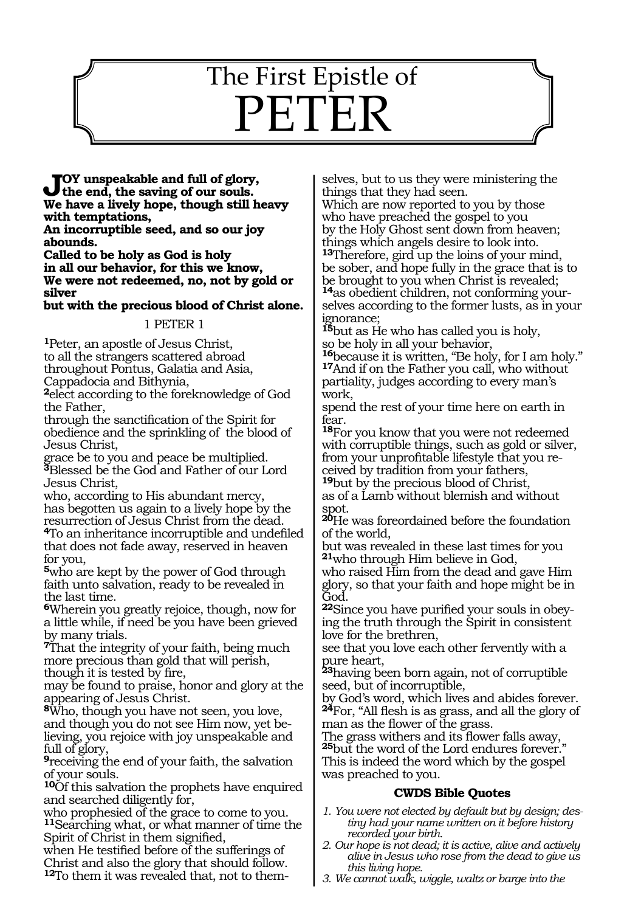# The First Epistle of PETER

**JOY unspeakable and full of glory,**
**the end, the saving of our souls.**
**We have a lively hope, though still heavy with temptations,**
**An incorruptible seed, and so our joy abounds.**
**Called to be holy as God is holy**
**in all our behavior, for this we know,**
**We were not redeemed, no, not by gold or silver**
**but with the precious blood of Christ alone.**

## 1 PETER 1

**1**Peter, an apostle of Jesus Christ,
to all the strangers scattered abroad throughout Pontus, Galatia and Asia, Cappadocia and Bithynia,
**2**elect according to the foreknowledge of God the Father,
through the sanctification of the Spirit for obedience and the sprinkling of the blood of Jesus Christ,
grace be to you and peace be multiplied.
**3**Blessed be the God and Father of our Lord Jesus Christ,
who, according to His abundant mercy,
has begotten us again to a lively hope by the resurrection of Jesus Christ from the dead.
**4**To an inheritance incorruptible and undefiled that does not fade away, reserved in heaven for you,
**5**who are kept by the power of God through faith unto salvation, ready to be revealed in the last time.
**6**Wherein you greatly rejoice, though, now for a little while, if need be you have been grieved by many trials.
**7**That the integrity of your faith, being much more precious than gold that will perish, though it is tested by fire,
may be found to praise, honor and glory at the appearing of Jesus Christ.
**8**Who, though you have not seen, you love,
and though you do not see Him now, yet believing, you rejoice with joy unspeakable and full of glory,
**9**receiving the end of your faith, the salvation of your souls.
**10**Of this salvation the prophets have enquired and searched diligently for,
who prophesied of the grace to come to you.
**11**Searching what, or what manner of time the Spirit of Christ in them signified,
when He testified before of the sufferings of Christ and also the glory that should follow.
**12**To them it was revealed that, not to themselves, but to us they were ministering the things that they had seen.
Which are now reported to you by those who have preached the gospel to you
by the Holy Ghost sent down from heaven;
things which angels desire to look into.
**13**Therefore, gird up the loins of your mind,
be sober, and hope fully in the grace that is to be brought to you when Christ is revealed;
**14**as obedient children, not conforming yourselves according to the former lusts, as in your ignorance;
**15**but as He who has called you is holy,
so be holy in all your behavior,
**16**because it is written, "Be holy, for I am holy."
**17**And if on the Father you call, who without partiality, judges according to every man's work,
spend the rest of your time here on earth in fear.
**18**For you know that you were not redeemed with corruptible things, such as gold or silver, from your unprofitable lifestyle that you received by tradition from your fathers,
**19**but by the precious blood of Christ,
as of a Lamb without blemish and without spot.
**20**He was foreordained before the foundation of the world,
but was revealed in these last times for you
**21**who through Him believe in God,
who raised Him from the dead and gave Him glory, so that your faith and hope might be in God.
**22**Since you have purified your souls in obeying the truth through the Spirit in consistent love for the brethren,
see that you love each other fervently with a pure heart,
**23**having been born again, not of corruptible seed, but of incorruptible,
by God's word, which lives and abides forever.
**24**For, "All flesh is as grass, and all the glory of man as the flower of the grass.
The grass withers and its flower falls away,
**25**but the word of the Lord endures forever."
This is indeed the word which by the gospel was preached to you.

### CWDS Bible Quotes

1. *You were not elected by default but by design; destiny had your name written on it before history recorded your birth.*
2. *Our hope is not dead; it is active, alive and actively alive in Jesus who rose from the dead to give us this living hope.*
3. *We cannot walk, wiggle, waltz or barge into the*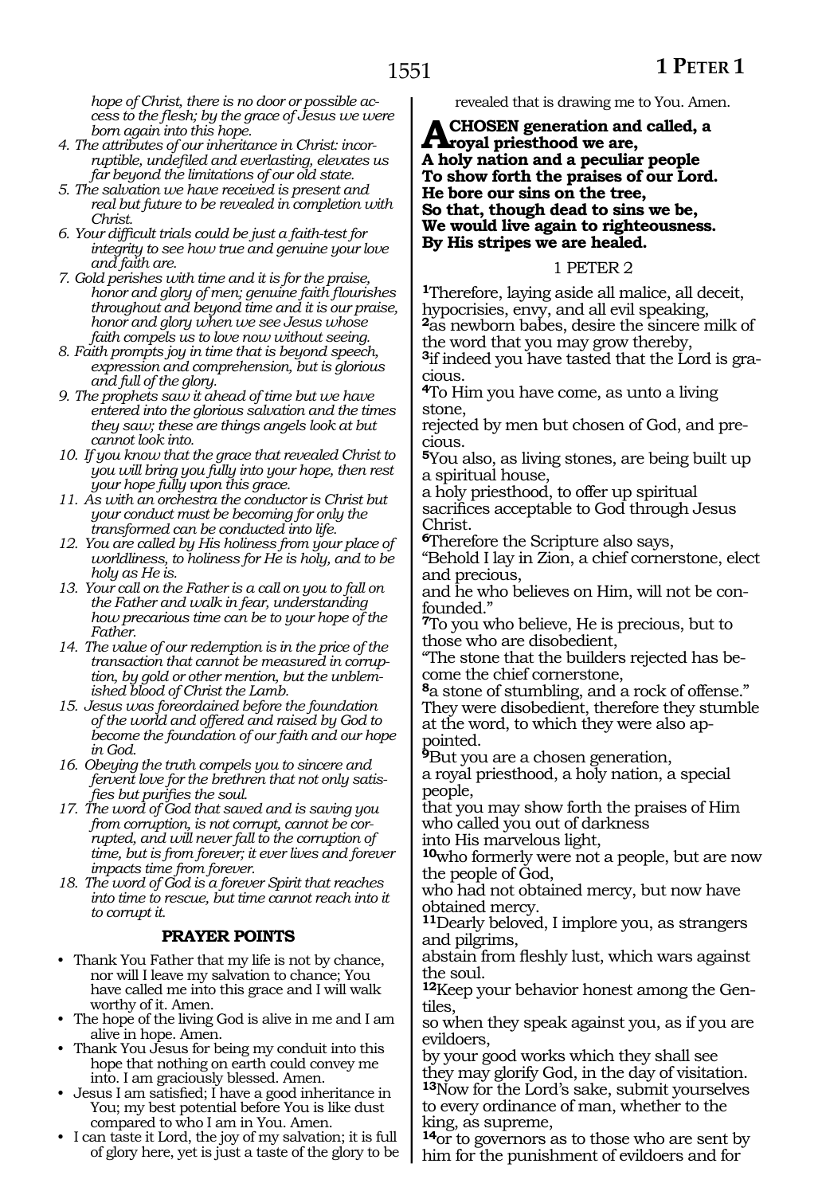*hope of Christ, there is no door or possible access to the flesh; by the grace of Jesus we were born again into this hope.*

4. *The attributes of our inheritance in Christ: incorruptible, undefiled and everlasting, elevates us far beyond the limitations of our old state.*
5. *The salvation we have received is present and real but future to be revealed in completion with Christ.*
6. *Your difficult trials could be just a faith-test for integrity to see how true and genuine your love and faith are.*
7. *Gold perishes with time and it is for the praise, honor and glory of men; genuine faith flourishes throughout and beyond time and it is our praise, honor and glory when we see Jesus whose faith compels us to love now without seeing.*
8. *Faith prompts joy in time that is beyond speech, expression and comprehension, but is glorious and full of the glory.*
9. *The prophets saw it ahead of time but we have entered into the glorious salvation and the times they saw; these are things angels look at but cannot look into.*
10. *If you know that the grace that revealed Christ to you will bring you fully into your hope, then rest your hope fully upon this grace.*
11. *As with an orchestra the conductor is Christ but your conduct must be becoming for only the transformed can be conducted into life.*
12. *You are called by His holiness from your place of worldliness, to holiness for He is holy, and to be holy as He is.*
13. *Your call on the Father is a call on you to fall on the Father and walk in fear, understanding how precarious time can be to your hope of the Father.*
14. *The value of our redemption is in the price of the transaction that cannot be measured in corruption, by gold or other mention, but the unblemished blood of Christ the Lamb.*
15. *Jesus was foreordained before the foundation of the world and offered and raised by God to become the foundation of our faith and our hope in God.*
16. *Obeying the truth compels you to sincere and fervent love for the brethren that not only satisfies but purifies the soul.*
17. *The word of God that saved and is saving you from corruption, is not corrupt, cannot be corrupted, and will never fall to the corruption of time, but is from forever; it ever lives and forever impacts time from forever.*
18. *The word of God is a forever Spirit that reaches into time to rescue, but time cannot reach into it to corrupt it.*

## PRAYER POINTS

- Thank You Father that my life is not by chance, nor will I leave my salvation to chance; You have called me into this grace and I will walk worthy of it. Amen.
- The hope of the living God is alive in me and I am alive in hope. Amen.
- Thank You Jesus for being my conduit into this hope that nothing on earth could convey me into. I am graciously blessed. Amen.
- Jesus I am satisfied; I have a good inheritance in You; my best potential before You is like dust compared to who I am in You. Amen.
- I can taste it Lord, the joy of my salvation; it is full of glory here, yet is just a taste of the glory to be revealed that is drawing me to You. Amen.

**A CHOSEN generation and called, a royal priesthood we are,**
**A holy nation and a peculiar people**
**To show forth the praises of our Lord.**
**He bore our sins on the tree,**
**So that, though dead to sins we be,**
**We would live again to righteousness.**
**By His stripes we are healed.**

## 1 PETER 2

**1**Therefore, laying aside all malice, all deceit, hypocrisies, envy, and all evil speaking,
**2**as newborn babes, desire the sincere milk of the word that you may grow thereby,
**3**if indeed you have tasted that the Lord is gracious.
**4**To Him you have come, as unto a living stone,
rejected by men but chosen of God, and precious.
**5**You also, as living stones, are being built up a spiritual house,
a holy priesthood, to offer up spiritual sacrifices acceptable to God through Jesus Christ.
**6**Therefore the Scripture also says,
"Behold I lay in Zion, a chief cornerstone, elect and precious,
and he who believes on Him, will not be confounded."
**7**To you who believe, He is precious, but to those who are disobedient,
"The stone that the builders rejected has become the chief cornerstone,
**8**a stone of stumbling, and a rock of offense."
They were disobedient, therefore they stumble at the word, to which they were also appointed.
**9**But you are a chosen generation,
a royal priesthood, a holy nation, a special people,
that you may show forth the praises of Him who called you out of darkness
into His marvelous light,
**10**who formerly were not a people, but are now the people of God,
who had not obtained mercy, but now have obtained mercy.
**11**Dearly beloved, I implore you, as strangers and pilgrims,
abstain from fleshly lust, which wars against the soul.
**12**Keep your behavior honest among the Gentiles,
so when they speak against you, as if you are evildoers,
by your good works which they shall see
they may glorify God, in the day of visitation.
**13**Now for the Lord's sake, submit yourselves to every ordinance of man, whether to the king, as supreme,
**14**or to governors as to those who are sent by him for the punishment of evildoers and for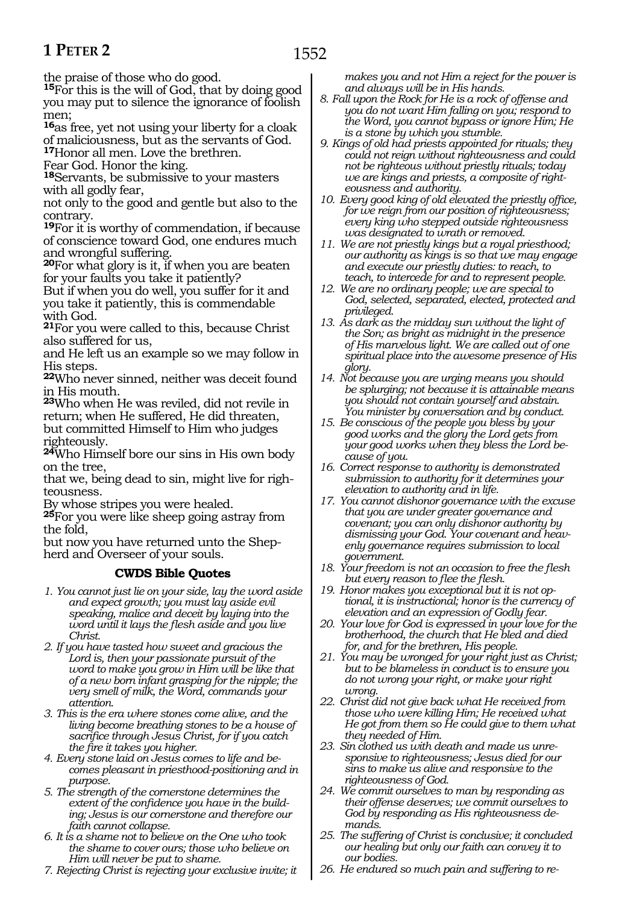the praise of those who do good.

**15**For this is the will of God, that by doing good you may put to silence the ignorance of foolish men;

**16**as free, yet not using your liberty for a cloak of maliciousness, but as the servants of God.

**17**Honor all men. Love the brethren.
Fear God. Honor the king.

**18**Servants, be submissive to your masters with all godly fear,
not only to the good and gentle but also to the contrary.

**19**For it is worthy of commendation, if because of conscience toward God, one endures much and wrongful suffering.

**20**For what glory is it, if when you are beaten for your faults you take it patiently?
But if when you do well, you suffer for it and you take it patiently, this is commendable with God.

**21**For you were called to this, because Christ also suffered for us,
and He left us an example so we may follow in His steps.

**22**Who never sinned, neither was deceit found in His mouth.

**23**Who when He was reviled, did not revile in return; when He suffered, He did threaten, but committed Himself to Him who judges righteously.

**24**Who Himself bore our sins in His own body on the tree,
that we, being dead to sin, might live for righteousness.
By whose stripes you were healed.

**25**For you were like sheep going astray from the fold,
but now you have returned unto the Shepherd and Overseer of your souls.

### CWDS Bible Quotes

1. *You cannot just lie on your side, lay the word aside and expect growth; you must lay aside evil speaking, malice and deceit by laying into the word until it lays the flesh aside and you live Christ.*
2. *If you have tasted how sweet and gracious the Lord is, then your passionate pursuit of the word to make you grow in Him will be like that of a new born infant grasping for the nipple; the very smell of milk, the Word, commands your attention.*
3. *This is the era where stones come alive, and the living become breathing stones to be a house of sacrifice through Jesus Christ, for if you catch the fire it takes you higher.*
4. *Every stone laid on Jesus comes to life and becomes pleasant in priesthood-positioning and in purpose.*
5. *The strength of the cornerstone determines the extent of the confidence you have in the building; Jesus is our cornerstone and therefore our faith cannot collapse.*
6. *It is a shame not to believe on the One who took the shame to cover ours; those who believe on Him will never be put to shame.*
7. *Rejecting Christ is rejecting your exclusive invite; it makes you and not Him a reject for the power is and always will be in His hands.*
8. *Fall upon the Rock for He is a rock of offense and you do not want Him falling on you; respond to the Word, you cannot bypass or ignore Him; He is a stone by which you stumble.*
9. *Kings of old had priests appointed for rituals; they could not reign without righteousness and could not be righteous without priestly rituals; today we are kings and priests, a composite of righteousness and authority.*
10. *Every good king of old elevated the priestly office, for we reign from our position of righteousness; every king who stepped outside righteousness was designated to wrath or removed.*
11. *We are not priestly kings but a royal priesthood; our authority as kings is so that we may engage and execute our priestly duties: to reach, to teach, to intercede for and to represent people.*
12. *We are no ordinary people; we are special to God, selected, separated, elected, protected and privileged.*
13. *As dark as the midday sun without the light of the Son; as bright as midnight in the presence of His marvelous light. We are called out of one spiritual place into the awesome presence of His glory.*
14. *Not because you are urging means you should be splurging; not because it is attainable means you should not contain yourself and abstain. You minister by conversation and by conduct.*
15. *Be conscious of the people you bless by your good works and the glory the Lord gets from your good works when they bless the Lord because of you.*
16. *Correct response to authority is demonstrated submission to authority for it determines your elevation to authority and in life.*
17. *You cannot dishonor governance with the excuse that you are under greater governance and covenant; you can only dishonor authority by dismissing your God. Your covenant and heavenly governance requires submission to local government.*
18. *Your freedom is not an occasion to free the flesh but every reason to flee the flesh.*
19. *Honor makes you exceptional but it is not optional, it is instructional; honor is the currency of elevation and an expression of Godly fear.*
20. *Your love for God is expressed in your love for the brotherhood, the church that He bled and died for, and for the brethren, His people.*
21. *You may be wronged for your right just as Christ; but to be blameless in conduct is to ensure you do not wrong your right, or make your right wrong.*
22. *Christ did not give back what He received from those who were killing Him; He received what He got from them so He could give to them what they needed of Him.*
23. *Sin clothed us with death and made us unresponsive to righteousness; Jesus died for our sins to make us alive and responsive to the righteousness of God.*
24. *We commit ourselves to man by responding as their offense deserves; we commit ourselves to God by responding as His righteousness demands.*
25. *The suffering of Christ is conclusive; it concluded our healing but only our faith can convey it to our bodies.*
26. *He endured so much pain and suffering to re-*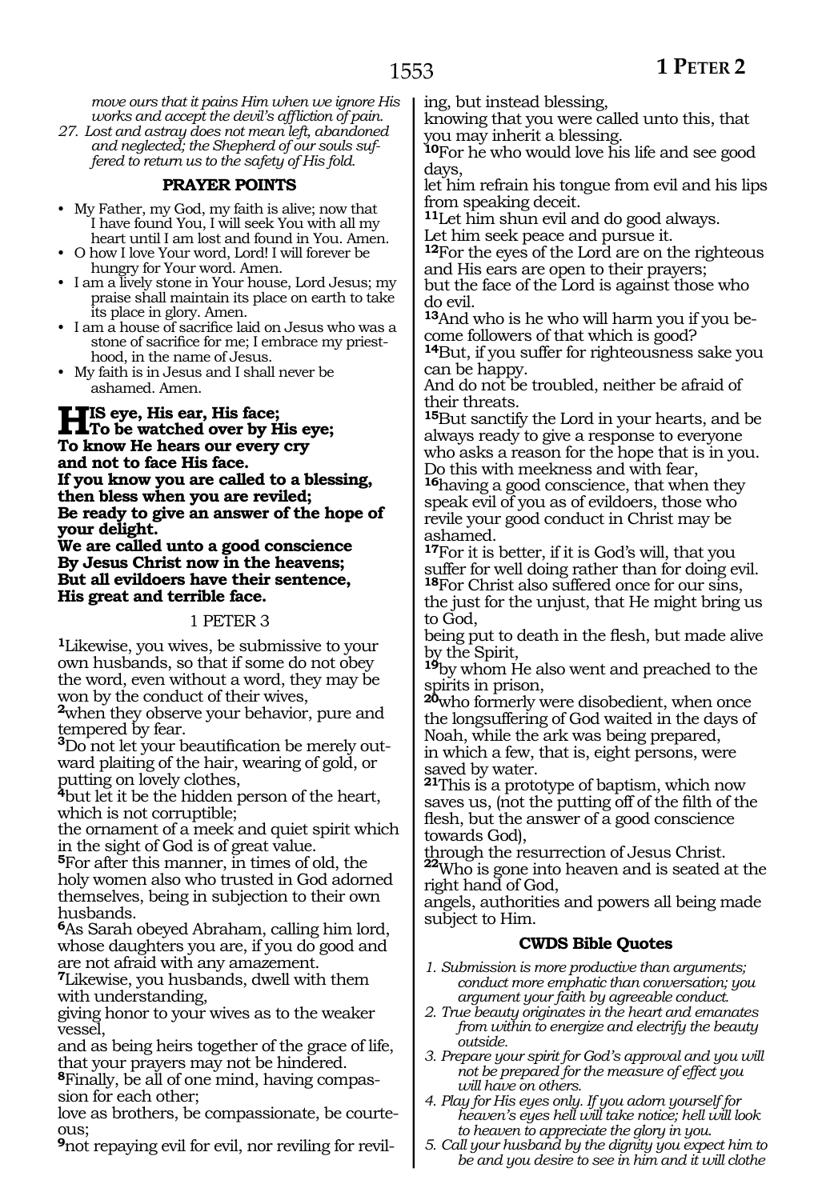*move ours that it pains Him when we ignore His works and accept the devil's affliction of pain.*

27. *Lost and astray does not mean left, abandoned and neglected; the Shepherd of our souls suffered to return us to the safety of His fold.*

### PRAYER POINTS

- My Father, my God, my faith is alive; now that I have found You, I will seek You with all my heart until I am lost and found in You. Amen.
- O how I love Your word, Lord! I will forever be hungry for Your word. Amen.
- I am a lively stone in Your house, Lord Jesus; my praise shall maintain its place on earth to take its place in glory. Amen.
- I am a house of sacrifice laid on Jesus who was a stone of sacrifice for me; I embrace my priesthood, in the name of Jesus.
- My faith is in Jesus and I shall never be ashamed. Amen.

**HIS eye, His ear, His face;**
**To be watched over by His eye;**
**To know He hears our every cry**
**and not to face His face.**
**If you know you are called to a blessing, then bless when you are reviled;**
**Be ready to give an answer of the hope of your delight.**
**We are called unto a good conscience**
**By Jesus Christ now in the heavens;**
**But all evildoers have their sentence,**
**His great and terrible face.**

## 1 PETER 3

[1]Likewise, you wives, be submissive to your own husbands, so that if some do not obey the word, even without a word, they may be won by the conduct of their wives,
[2]when they observe your behavior, pure and tempered by fear.
[3]Do not let your beautification be merely outward plaiting of the hair, wearing of gold, or putting on lovely clothes,
[4]but let it be the hidden person of the heart, which is not corruptible;
the ornament of a meek and quiet spirit which in the sight of God is of great value.
[5]For after this manner, in times of old, the holy women also who trusted in God adorned themselves, being in subjection to their own husbands.
[6]As Sarah obeyed Abraham, calling him lord, whose daughters you are, if you do good and are not afraid with any amazement.
[7]Likewise, you husbands, dwell with them with understanding,
giving honor to your wives as to the weaker vessel,
and as being heirs together of the grace of life, that your prayers may not be hindered.
[8]Finally, be all of one mind, having compassion for each other;
love as brothers, be compassionate, be courteous;
[9]not repaying evil for evil, nor reviling for reviling, but instead blessing,
knowing that you were called unto this, that you may inherit a blessing.
[10]For he who would love his life and see good days,
let him refrain his tongue from evil and his lips from speaking deceit.
[11]Let him shun evil and do good always.
Let him seek peace and pursue it.
[12]For the eyes of the Lord are on the righteous and His ears are open to their prayers;
but the face of the Lord is against those who do evil.
[13]And who is he who will harm you if you become followers of that which is good?
[14]But, if you suffer for righteousness sake you can be happy.
And do not be troubled, neither be afraid of their threats.
[15]But sanctify the Lord in your hearts, and be always ready to give a response to everyone who asks a reason for the hope that is in you.
Do this with meekness and with fear,
[16]having a good conscience, that when they speak evil of you as of evildoers, those who revile your good conduct in Christ may be ashamed.
[17]For it is better, if it is God's will, that you suffer for well doing rather than for doing evil.
[18]For Christ also suffered once for our sins, the just for the unjust, that He might bring us to God,
being put to death in the flesh, but made alive by the Spirit,
[19]by whom He also went and preached to the spirits in prison,
[20]who formerly were disobedient, when once the longsuffering of God waited in the days of Noah, while the ark was being prepared,
in which a few, that is, eight persons, were saved by water.
[21]This is a prototype of baptism, which now saves us, (not the putting off of the filth of the flesh, but the answer of a good conscience towards God),
through the resurrection of Jesus Christ.
[22]Who is gone into heaven and is seated at the right hand of God,
angels, authorities and powers all being made subject to Him.

### CWDS Bible Quotes

1. *Submission is more productive than arguments; conduct more emphatic than conversation; you argument your faith by agreeable conduct.*
2. *True beauty originates in the heart and emanates from within to energize and electrify the beauty outside.*
3. *Prepare your spirit for God's approval and you will not be prepared for the measure of effect you will have on others.*
4. *Play for His eyes only. If you adorn yourself for heaven's eyes hell will take notice; hell will look to heaven to appreciate the glory in you.*
5. *Call your husband by the dignity you expect him to be and you desire to see in him and it will clothe*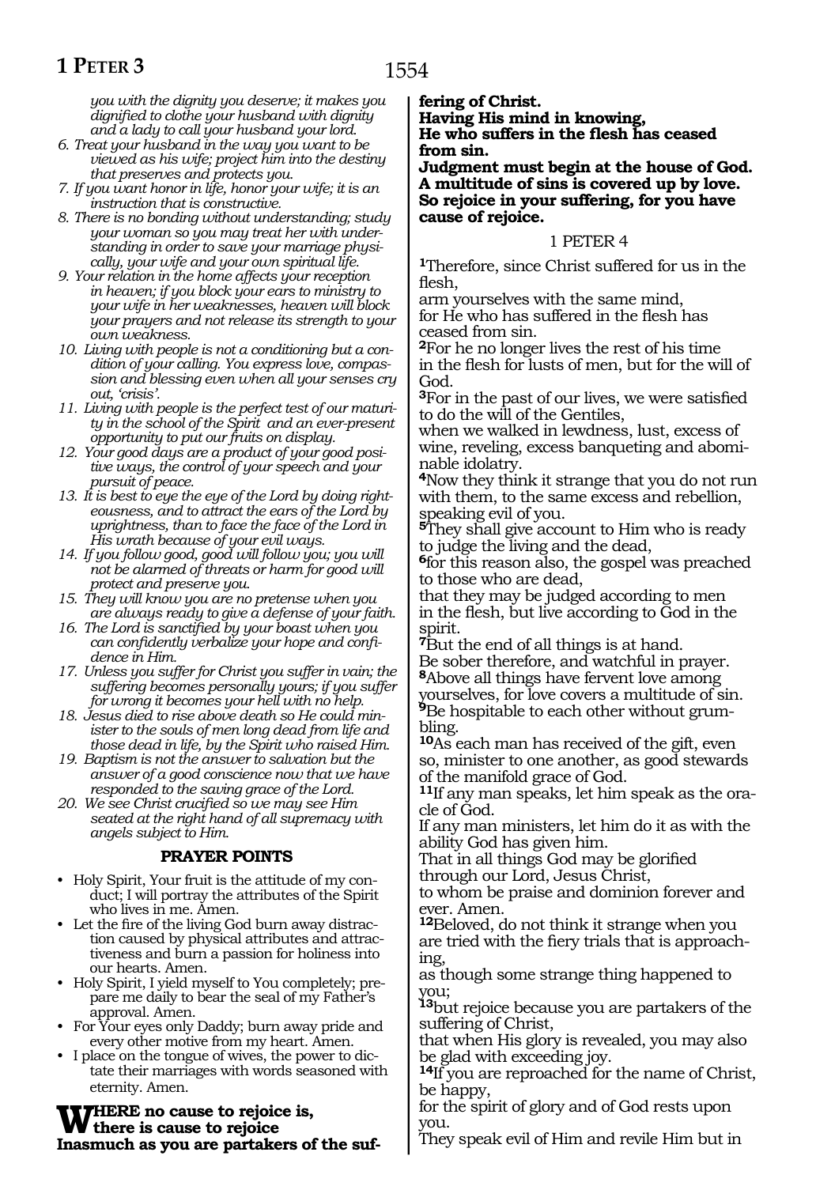*you with the dignity you deserve; it makes you dignified to clothe your husband with dignity and a lady to call your husband your lord.*

6. *Treat your husband in the way you want to be viewed as his wife; project him into the destiny that preserves and protects you.*
7. *If you want honor in life, honor your wife; it is an instruction that is constructive.*
8. *There is no bonding without understanding; study your woman so you may treat her with understanding in order to save your marriage physically, your wife and your own spiritual life.*
9. *Your relation in the home affects your reception in heaven; if you block your ears to ministry to your wife in her weaknesses, heaven will block your prayers and not release its strength to your own weakness.*
10. *Living with people is not a conditioning but a condition of your calling. You express love, compassion and blessing even when all your senses cry out, 'crisis'.*
11. *Living with people is the perfect test of our maturity in the school of the Spirit and an ever-present opportunity to put our fruits on display.*
12. *Your good days are a product of your good positive ways, the control of your speech and your pursuit of peace.*
13. *It is best to eye the eye of the Lord by doing righteousness, and to attract the ears of the Lord by uprightness, than to face the face of the Lord in His wrath because of your evil ways.*
14. *If you follow good, good will follow you; you will not be alarmed of threats or harm for good will protect and preserve you.*
15. *They will know you are no pretense when you are always ready to give a defense of your faith.*
16. *The Lord is sanctified by your boast when you can confidently verbalize your hope and confidence in Him.*
17. *Unless you suffer for Christ you suffer in vain; the suffering becomes personally yours; if you suffer for wrong it becomes your hell with no help.*
18. *Jesus died to rise above death so He could minister to the souls of men long dead from life and those dead in life, by the Spirit who raised Him.*
19. *Baptism is not the answer to salvation but the answer of a good conscience now that we have responded to the saving grace of the Lord.*
20. *We see Christ crucified so we may see Him seated at the right hand of all supremacy with angels subject to Him.*

## PRAYER POINTS

- Holy Spirit, Your fruit is the attitude of my conduct; I will portray the attributes of the Spirit who lives in me. Amen.
- Let the fire of the living God burn away distraction caused by physical attributes and attractiveness and burn a passion for holiness into our hearts. Amen.
- Holy Spirit, I yield myself to You completely; prepare me daily to bear the seal of my Father's approval. Amen.
- For Your eyes only Daddy; burn away pride and every other motive from my heart. Amen.
- I place on the tongue of wives, the power to dictate their marriages with words seasoned with eternity. Amen.

**WHERE no cause to rejoice is,**
**there is cause to rejoice**
**Inasmuch as you are partakers of the suffering of Christ.**
**Having His mind in knowing,**
**He who suffers in the flesh has ceased from sin.**
**Judgment must begin at the house of God.**
**A multitude of sins is covered up by love.**
**So rejoice in your suffering, for you have cause of rejoice.**

## 1 PETER 4

[1]Therefore, since Christ suffered for us in the flesh,
arm yourselves with the same mind,
for He who has suffered in the flesh has ceased from sin.
[2]For he no longer lives the rest of his time in the flesh for lusts of men, but for the will of God.
[3]For in the past of our lives, we were satisfied to do the will of the Gentiles,
when we walked in lewdness, lust, excess of wine, reveling, excess banqueting and abominable idolatry.
[4]Now they think it strange that you do not run with them, to the same excess and rebellion, speaking evil of you.
[5]They shall give account to Him who is ready to judge the living and the dead,
[6]for this reason also, the gospel was preached to those who are dead,
that they may be judged according to men in the flesh, but live according to God in the spirit.
[7]But the end of all things is at hand.
Be sober therefore, and watchful in prayer.
[8]Above all things have fervent love among yourselves, for love covers a multitude of sin.
[9]Be hospitable to each other without grumbling.
[10]As each man has received of the gift, even so, minister to one another, as good stewards of the manifold grace of God.
[11]If any man speaks, let him speak as the oracle of God.
If any man ministers, let him do it as with the ability God has given him.
That in all things God may be glorified through our Lord, Jesus Christ,
to whom be praise and dominion forever and ever. Amen.
[12]Beloved, do not think it strange when you are tried with the fiery trials that is approaching,
as though some strange thing happened to you;
[13]but rejoice because you are partakers of the suffering of Christ,
that when His glory is revealed, you may also be glad with exceeding joy.
[14]If you are reproached for the name of Christ, be happy,
for the spirit of glory and of God rests upon you.
They speak evil of Him and revile Him but in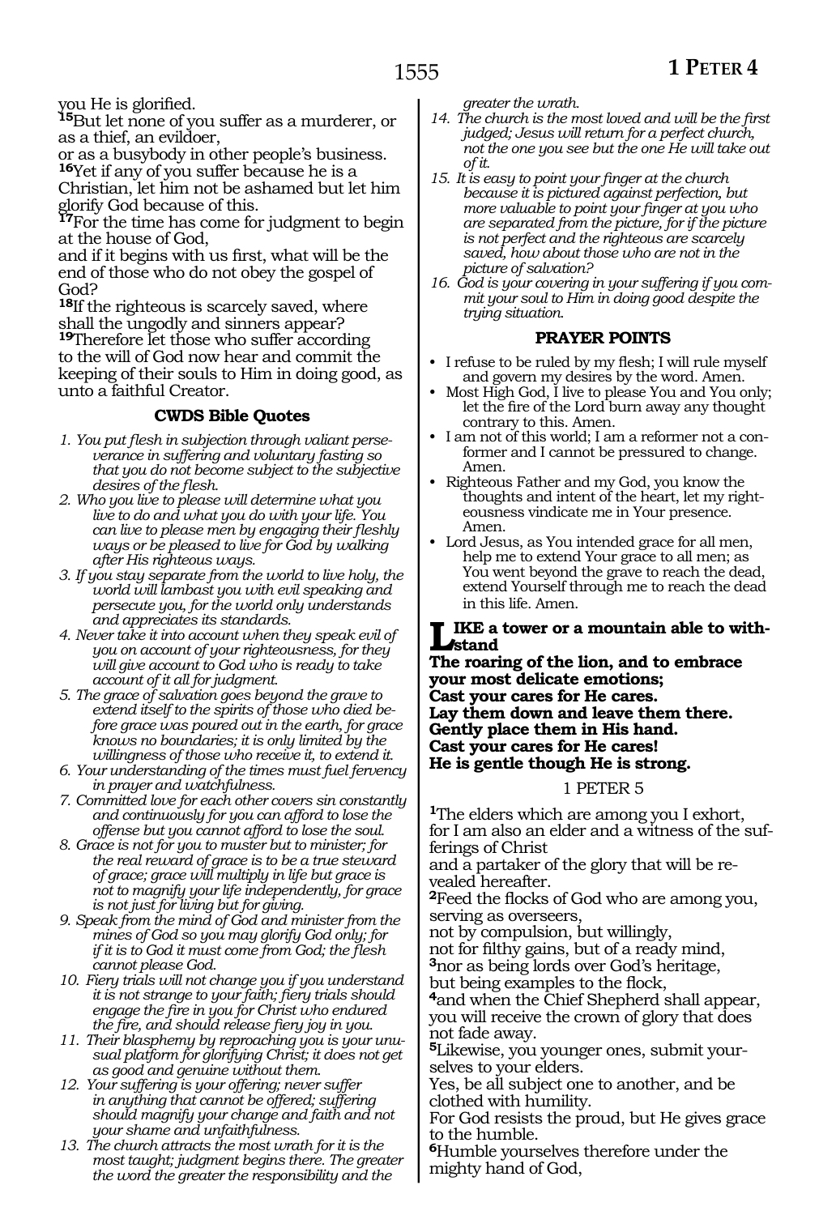you He is glorified.

[15]But let none of you suffer as a murderer, or as a thief, an evildoer,
or as a busybody in other people's business.

[16]Yet if any of you suffer because he is a Christian, let him not be ashamed but let him glorify God because of this.

[17]For the time has come for judgment to begin at the house of God,
and if it begins with us first, what will be the end of those who do not obey the gospel of God?

[18]If the righteous is scarcely saved, where shall the ungodly and sinners appear?

[19]Therefore let those who suffer according to the will of God now hear and commit the keeping of their souls to Him in doing good, as unto a faithful Creator.

### CWDS Bible Quotes

1. *You put flesh in subjection through valiant perseverance in suffering and voluntary fasting so that you do not become subject to the subjective desires of the flesh.*
2. *Who you live to please will determine what you live to do and what you do with your life. You can live to please men by engaging their fleshly ways or be pleased to live for God by walking after His righteous ways.*
3. *If you stay separate from the world to live holy, the world will lambast you with evil speaking and persecute you, for the world only understands and appreciates its standards.*
4. *Never take it into account when they speak evil of you on account of your righteousness, for they will give account to God who is ready to take account of it all for judgment.*
5. *The grace of salvation goes beyond the grave to extend itself to the spirits of those who died before grace was poured out in the earth, for grace knows no boundaries; it is only limited by the willingness of those who receive it, to extend it.*
6. *Your understanding of the times must fuel fervency in prayer and watchfulness.*
7. *Committed love for each other covers sin constantly and continuously for you can afford to lose the offense but you cannot afford to lose the soul.*
8. *Grace is not for you to muster but to minister; for the real reward of grace is to be a true steward of grace; grace will multiply in life but grace is not to magnify your life independently, for grace is not just for living but for giving.*
9. *Speak from the mind of God and minister from the mines of God so you may glorify God only; for if it is to God it must come from God; the flesh cannot please God.*
10. *Fiery trials will not change you if you understand it is not strange to your faith; fiery trials should engage the fire in you for Christ who endured the fire, and should release fiery joy in you.*
11. *Their blasphemy by reproaching you is your unusual platform for glorifying Christ; it does not get as good and genuine without them.*
12. *Your suffering is your offering; never suffer in anything that cannot be offered; suffering should magnify your change and faith and not your shame and unfaithfulness.*
13. *The church attracts the most wrath for it is the most taught; judgment begins there. The greater the word the greater the responsibility and the greater the wrath.*
14. *The church is the most loved and will be the first judged; Jesus will return for a perfect church, not the one you see but the one He will take out of it.*
15. *It is easy to point your finger at the church because it is pictured against perfection, but more valuable to point your finger at you who are separated from the picture, for if the picture is not perfect and the righteous are scarcely saved, how about those who are not in the picture of salvation?*
16. *God is your covering in your suffering if you commit your soul to Him in doing good despite the trying situation.*

### PRAYER POINTS

- I refuse to be ruled by my flesh; I will rule myself and govern my desires by the word. Amen.
- Most High God, I live to please You and You only; let the fire of the Lord burn away any thought contrary to this. Amen.
- I am not of this world; I am a reformer not a conformer and I cannot be pressured to change. Amen.
- Righteous Father and my God, you know the thoughts and intent of the heart, let my righteousness vindicate me in Your presence. Amen.
- Lord Jesus, as You intended grace for all men, help me to extend Your grace to all men; as You went beyond the grave to reach the dead, extend Yourself through me to reach the dead in this life. Amen.

**LIKE a tower or a mountain able to withstand**
**The roaring of the lion, and to embrace your most delicate emotions;**
**Cast your cares for He cares.**
**Lay them down and leave them there.**
**Gently place them in His hand.**
**Cast your cares for He cares!**
**He is gentle though He is strong.**

## 1 PETER 5

[1]The elders which are among you I exhort, for I am also an elder and a witness of the sufferings of Christ
and a partaker of the glory that will be revealed hereafter.

[2]Feed the flocks of God who are among you, serving as overseers,
not by compulsion, but willingly,
not for filthy gains, but of a ready mind,

[3]nor as being lords over God's heritage,
but being examples to the flock,

[4]and when the Chief Shepherd shall appear, you will receive the crown of glory that does not fade away.

[5]Likewise, you younger ones, submit yourselves to your elders.
Yes, be all subject one to another, and be clothed with humility.
For God resists the proud, but He gives grace to the humble.

[6]Humble yourselves therefore under the mighty hand of God,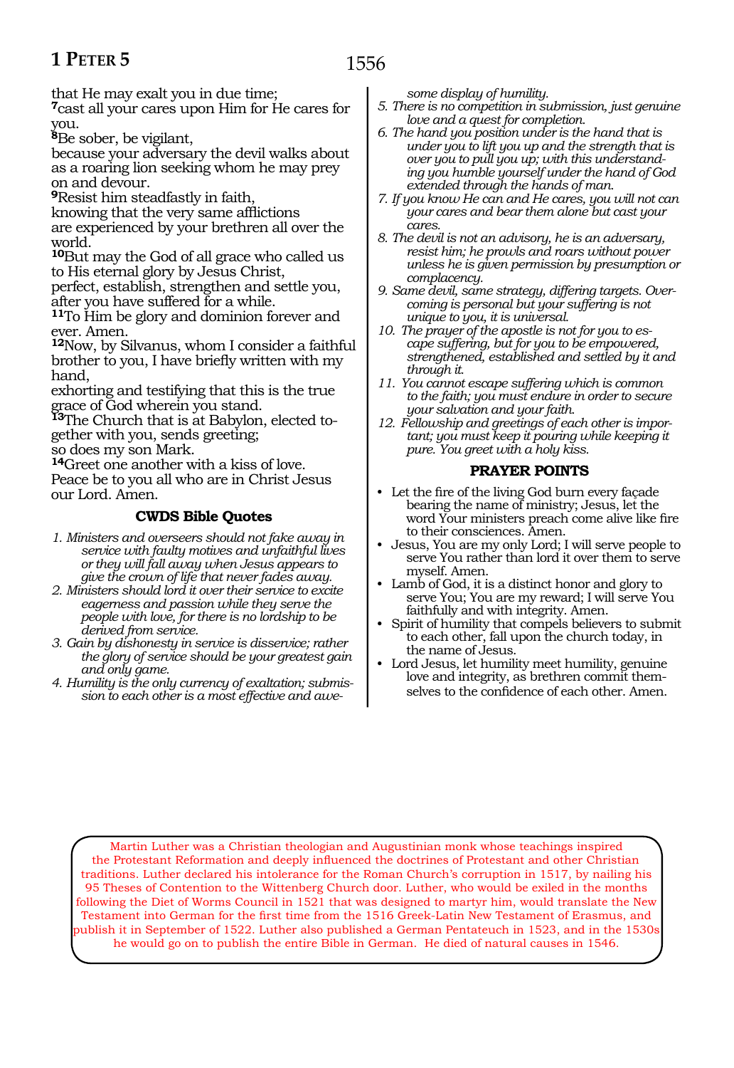that He may exalt you in due time;
**7**cast all your cares upon Him for He cares for you.
**8**Be sober, be vigilant,
because your adversary the devil walks about as a roaring lion seeking whom he may prey on and devour.
**9**Resist him steadfastly in faith,
knowing that the very same afflictions
are experienced by your brethren all over the world.
**10**But may the God of all grace who called us to His eternal glory by Jesus Christ,
perfect, establish, strengthen and settle you, after you have suffered for a while.
**11**To Him be glory and dominion forever and ever. Amen.
**12**Now, by Silvanus, whom I consider a faithful brother to you, I have briefly written with my hand,
exhorting and testifying that this is the true grace of God wherein you stand.
**13**The Church that is at Babylon, elected together with you, sends greeting;
so does my son Mark.
**14**Greet one another with a kiss of love.
Peace be to you all who are in Christ Jesus our Lord. Amen.

### CWDS Bible Quotes

1. *Ministers and overseers should not fake away in service with faulty motives and unfaithful lives or they will fall away when Jesus appears to give the crown of life that never fades away.*
2. *Ministers should lord it over their service to excite eagerness and passion while they serve the people with love, for there is no lordship to be derived from service.*
3. *Gain by dishonesty in service is disservice; rather the glory of service should be your greatest gain and only game.*
4. *Humility is the only currency of exaltation; submission to each other is a most effective and awesome display of humility.*
5. *There is no competition in submission, just genuine love and a quest for completion.*
6. *The hand you position under is the hand that is under you to lift you up and the strength that is over you to pull you up; with this understanding you humble yourself under the hand of God extended through the hands of man.*
7. *If you know He can and He cares, you will not can your cares and bear them alone but cast your cares.*
8. *The devil is not an advisory, he is an adversary, resist him; he prowls and roars without power unless he is given permission by presumption or complacency.*
9. *Same devil, same strategy, differing targets. Overcoming is personal but your suffering is not unique to you, it is universal.*
10. *The prayer of the apostle is not for you to escape suffering, but for you to be empowered, strengthened, established and settled by it and through it.*
11. *You cannot escape suffering which is common to the faith; you must endure in order to secure your salvation and your faith.*
12. *Fellowship and greetings of each other is important; you must keep it pouring while keeping it pure. You greet with a holy kiss.*

### PRAYER POINTS

- Let the fire of the living God burn every façade bearing the name of ministry; Jesus, let the word Your ministers preach come alive like fire to their consciences. Amen.
- Jesus, You are my only Lord; I will serve people to serve You rather than lord it over them to serve myself. Amen.
- Lamb of God, it is a distinct honor and glory to serve You; You are my reward; I will serve You faithfully and with integrity. Amen.
- Spirit of humility that compels believers to submit to each other, fall upon the church today, in the name of Jesus.
- Lord Jesus, let humility meet humility, genuine love and integrity, as brethren commit themselves to the confidence of each other. Amen.

Martin Luther was a Christian theologian and Augustinian monk whose teachings inspired the Protestant Reformation and deeply influenced the doctrines of Protestant and other Christian traditions. Luther declared his intolerance for the Roman Church's corruption in 1517, by nailing his 95 Theses of Contention to the Wittenberg Church door. Luther, who would be exiled in the months following the Diet of Worms Council in 1521 that was designed to martyr him, would translate the New Testament into German for the first time from the 1516 Greek-Latin New Testament of Erasmus, and publish it in September of 1522. Luther also published a German Pentateuch in 1523, and in the 1530s he would go on to publish the entire Bible in German. He died of natural causes in 1546.